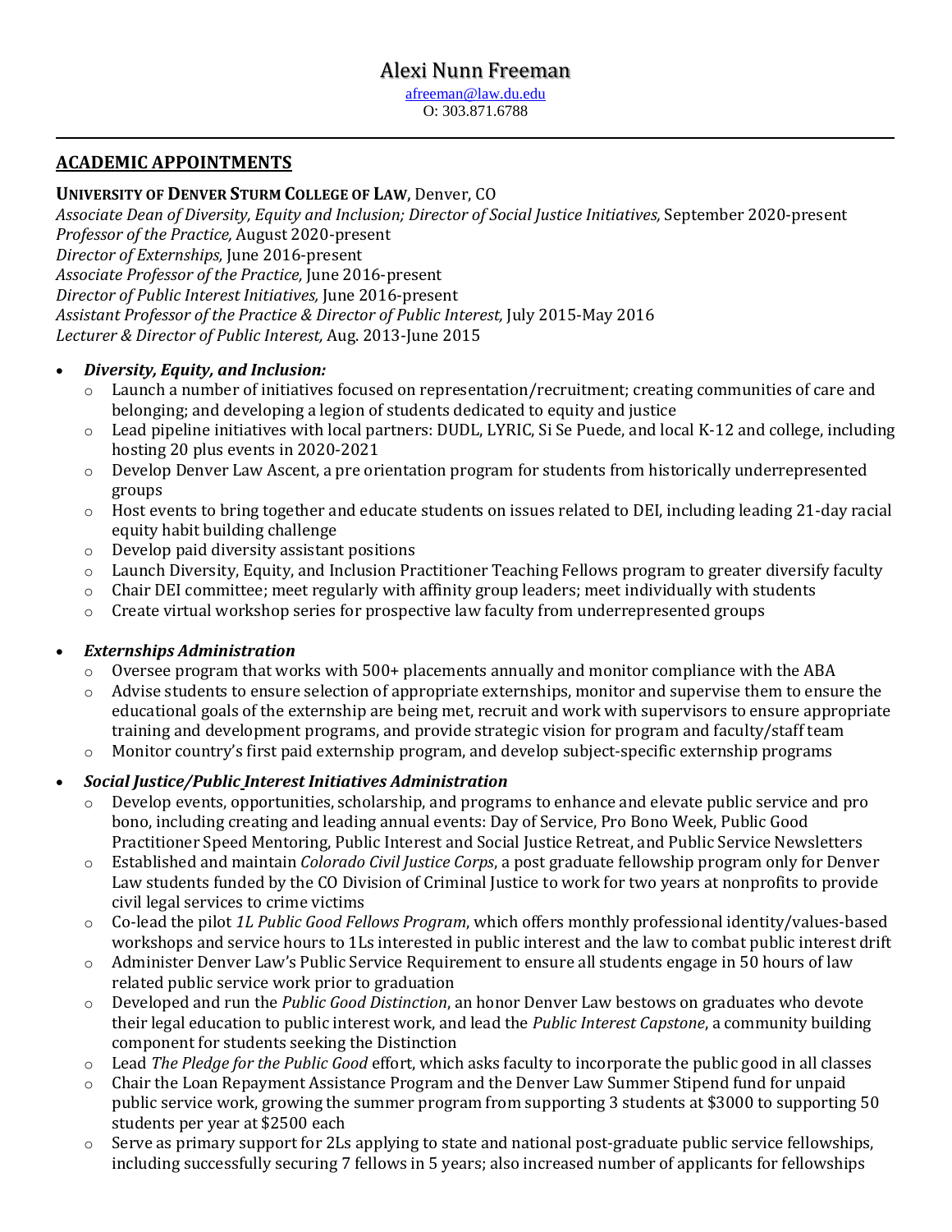# Alexi Nunn Freeman

afreeman@law.du.edu
O: 303.871.6788

---

## ACADEMIC APPOINTMENTS

**UNIVERSITY OF DENVER STURM COLLEGE OF LAW**, Denver, CO
*Associate Dean of Diversity, Equity and Inclusion; Director of Social Justice Initiatives,* September 2020-present
*Professor of the Practice,* August 2020-present
*Director of Externships,* June 2016-present
*Associate Professor of the Practice,* June 2016-present
*Director of Public Interest Initiatives,* June 2016-present
*Assistant Professor of the Practice & Director of Public Interest,* July 2015-May 2016
*Lecturer & Director of Public Interest,* Aug. 2013-June 2015

- ***Diversity, Equity, and Inclusion:***
  - Launch a number of initiatives focused on representation/recruitment; creating communities of care and belonging; and developing a legion of students dedicated to equity and justice
  - Lead pipeline initiatives with local partners: DUDL, LYRIC, Si Se Puede, and local K-12 and college, including hosting 20 plus events in 2020-2021
  - Develop Denver Law Ascent, a pre orientation program for students from historically underrepresented groups
  - Host events to bring together and educate students on issues related to DEI, including leading 21-day racial equity habit building challenge
  - Develop paid diversity assistant positions
  - Launch Diversity, Equity, and Inclusion Practitioner Teaching Fellows program to greater diversify faculty
  - Chair DEI committee; meet regularly with affinity group leaders; meet individually with students
  - Create virtual workshop series for prospective law faculty from underrepresented groups

- ***Externships Administration***
  - Oversee program that works with 500+ placements annually and monitor compliance with the ABA
  - Advise students to ensure selection of appropriate externships, monitor and supervise them to ensure the educational goals of the externship are being met, recruit and work with supervisors to ensure appropriate training and development programs, and provide strategic vision for program and faculty/staff team
  - Monitor country's first paid externship program, and develop subject-specific externship programs

- ***Social Justice/Public Interest Initiatives Administration***
  - Develop events, opportunities, scholarship, and programs to enhance and elevate public service and pro bono, including creating and leading annual events: Day of Service, Pro Bono Week, Public Good Practitioner Speed Mentoring, Public Interest and Social Justice Retreat, and Public Service Newsletters
  - Established and maintain *Colorado Civil Justice Corps*, a post graduate fellowship program only for Denver Law students funded by the CO Division of Criminal Justice to work for two years at nonprofits to provide civil legal services to crime victims
  - Co-lead the pilot *1L Public Good Fellows Program*, which offers monthly professional identity/values-based workshops and service hours to 1Ls interested in public interest and the law to combat public interest drift
  - Administer Denver Law's Public Service Requirement to ensure all students engage in 50 hours of law related public service work prior to graduation
  - Developed and run the *Public Good Distinction*, an honor Denver Law bestows on graduates who devote their legal education to public interest work, and lead the *Public Interest Capstone*, a community building component for students seeking the Distinction
  - Lead *The Pledge for the Public Good* effort, which asks faculty to incorporate the public good in all classes
  - Chair the Loan Repayment Assistance Program and the Denver Law Summer Stipend fund for unpaid public service work, growing the summer program from supporting 3 students at $3000 to supporting 50 students per year at $2500 each
  - Serve as primary support for 2Ls applying to state and national post-graduate public service fellowships, including successfully securing 7 fellows in 5 years; also increased number of applicants for fellowships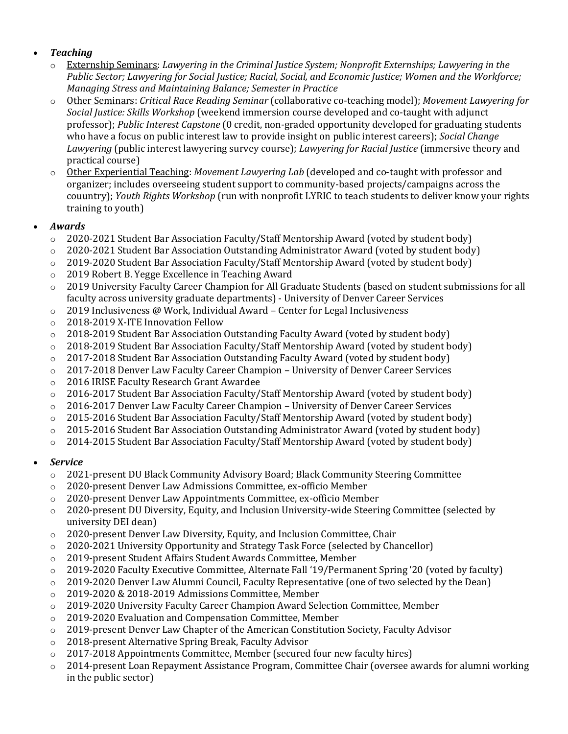- ***Teaching***
  - Externship Seminars: *Lawyering in the Criminal Justice System; Nonprofit Externships; Lawyering in the Public Sector; Lawyering for Social Justice; Racial, Social, and Economic Justice; Women and the Workforce; Managing Stress and Maintaining Balance; Semester in Practice*
  - Other Seminars: *Critical Race Reading Seminar* (collaborative co-teaching model); *Movement Lawyering for Social Justice: Skills Workshop* (weekend immersion course developed and co-taught with adjunct professor); *Public Interest Capstone* (0 credit, non-graded opportunity developed for graduating students who have a focus on public interest law to provide insight on public interest careers); *Social Change Lawyering* (public interest lawyering survey course); *Lawyering for Racial Justice* (immersive theory and practical course)
  - Other Experiential Teaching: *Movement Lawyering Lab* (developed and co-taught with professor and organizer; includes overseeing student support to community-based projects/campaigns across the couuntry); *Youth Rights Workshop* (run with nonprofit LYRIC to teach students to deliver know your rights training to youth)

- ***Awards***
  - 2020-2021 Student Bar Association Faculty/Staff Mentorship Award (voted by student body)
  - 2020-2021 Student Bar Association Outstanding Administrator Award (voted by student body)
  - 2019-2020 Student Bar Association Faculty/Staff Mentorship Award (voted by student body)
  - 2019 Robert B. Yegge Excellence in Teaching Award
  - 2019 University Faculty Career Champion for All Graduate Students (based on student submissions for all faculty across university graduate departments) - University of Denver Career Services
  - 2019 Inclusiveness @ Work, Individual Award – Center for Legal Inclusiveness
  - 2018-2019 X-ITE Innovation Fellow
  - 2018-2019 Student Bar Association Outstanding Faculty Award (voted by student body)
  - 2018-2019 Student Bar Association Faculty/Staff Mentorship Award (voted by student body)
  - 2017-2018 Student Bar Association Outstanding Faculty Award (voted by student body)
  - 2017-2018 Denver Law Faculty Career Champion – University of Denver Career Services
  - 2016 IRISE Faculty Research Grant Awardee
  - 2016-2017 Student Bar Association Faculty/Staff Mentorship Award (voted by student body)
  - 2016-2017 Denver Law Faculty Career Champion – University of Denver Career Services
  - 2015-2016 Student Bar Association Faculty/Staff Mentorship Award (voted by student body)
  - 2015-2016 Student Bar Association Outstanding Administrator Award (voted by student body)
  - 2014-2015 Student Bar Association Faculty/Staff Mentorship Award (voted by student body)

- ***Service***
  - 2021-present DU Black Community Advisory Board; Black Community Steering Committee
  - 2020-present Denver Law Admissions Committee, ex-officio Member
  - 2020-present Denver Law Appointments Committee, ex-officio Member
  - 2020-present DU Diversity, Equity, and Inclusion University-wide Steering Committee (selected by university DEI dean)
  - 2020-present Denver Law Diversity, Equity, and Inclusion Committee, Chair
  - 2020-2021 University Opportunity and Strategy Task Force (selected by Chancellor)
  - 2019-present Student Affairs Student Awards Committee, Member
  - 2019-2020 Faculty Executive Committee, Alternate Fall '19/Permanent Spring '20 (voted by faculty)
  - 2019-2020 Denver Law Alumni Council, Faculty Representative (one of two selected by the Dean)
  - 2019-2020 & 2018-2019 Admissions Committee, Member
  - 2019-2020 University Faculty Career Champion Award Selection Committee, Member
  - 2019-2020 Evaluation and Compensation Committee, Member
  - 2019-present Denver Law Chapter of the American Constitution Society, Faculty Advisor
  - 2018-present Alternative Spring Break, Faculty Advisor
  - 2017-2018 Appointments Committee, Member (secured four new faculty hires)
  - 2014-present Loan Repayment Assistance Program, Committee Chair (oversee awards for alumni working in the public sector)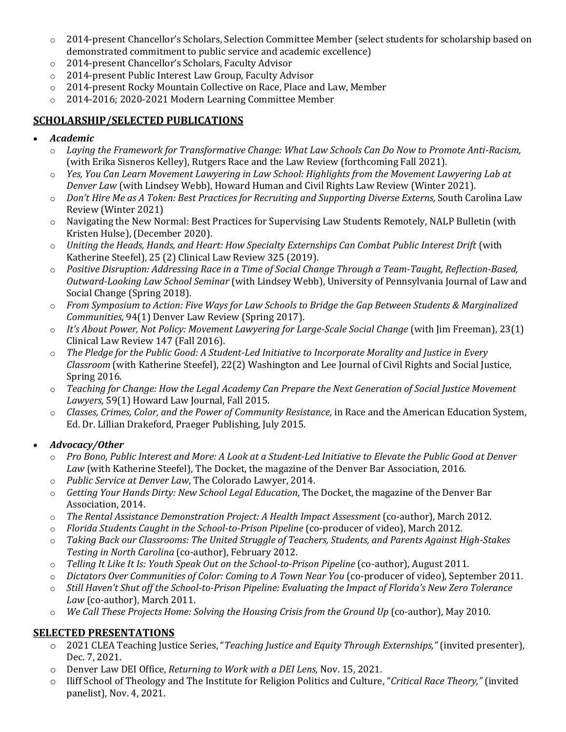- 2014-present Chancellor's Scholars, Selection Committee Member (select students for scholarship based on demonstrated commitment to public service and academic excellence)
- 2014-present Chancellor's Scholars, Faculty Advisor
- 2014-present Public Interest Law Group, Faculty Advisor
- 2014-present Rocky Mountain Collective on Race, Place and Law, Member
- 2014-2016; 2020-2021 Modern Learning Committee Member

## SCHOLARSHIP/SELECTED PUBLICATIONS

- ***Academic***
  - *Laying the Framework for Transformative Change: What Law Schools Can Do Now to Promote Anti-Racism,* (with Erika Sisneros Kelley), Rutgers Race and the Law Review (forthcoming Fall 2021).
  - *Yes, You Can Learn Movement Lawyering in Law School: Highlights from the Movement Lawyering Lab at Denver Law* (with Lindsey Webb), Howard Human and Civil Rights Law Review (Winter 2021).
  - *Don't Hire Me as A Token: Best Practices for Recruiting and Supporting Diverse Externs,* South Carolina Law Review (Winter 2021)
  - Navigating the New Normal: Best Practices for Supervising Law Students Remotely, NALP Bulletin (with Kristen Hulse), (December 2020).
  - *Uniting the Heads, Hands, and Heart: How Specialty Externships Can Combat Public Interest Drift* (with Katherine Steefel), 25 (2) Clinical Law Review 325 (2019).
  - *Positive Disruption: Addressing Race in a Time of Social Change Through a Team-Taught, Reflection-Based, Outward-Looking Law School Seminar* (with Lindsey Webb), University of Pennsylvania Journal of Law and Social Change (Spring 2018).
  - *From Symposium to Action: Five Ways for Law Schools to Bridge the Gap Between Students & Marginalized Communities,* 94(1) Denver Law Review (Spring 2017).
  - *It's About Power, Not Policy: Movement Lawyering for Large-Scale Social Change* (with Jim Freeman), 23(1) Clinical Law Review 147 (Fall 2016).
  - *The Pledge for the Public Good: A Student-Led Initiative to Incorporate Morality and Justice in Every Classroom* (with Katherine Steefel), 22(2) Washington and Lee Journal of Civil Rights and Social Justice, Spring 2016.
  - *Teaching for Change: How the Legal Academy Can Prepare the Next Generation of Social Justice Movement Lawyers,* 59(1) Howard Law Journal, Fall 2015.
  - *Classes, Crimes, Color, and the Power of Community Resistance,* in Race and the American Education System, Ed. Dr. Lillian Drakeford, Praeger Publishing, July 2015.
- ***Advocacy/Other***
  - *Pro Bono, Public Interest and More: A Look at a Student-Led Initiative to Elevate the Public Good at Denver Law* (with Katherine Steefel), The Docket, the magazine of the Denver Bar Association, 2016.
  - *Public Service at Denver Law*, The Colorado Lawyer, 2014.
  - *Getting Your Hands Dirty: New School Legal Education*, The Docket, the magazine of the Denver Bar Association, 2014.
  - *The Rental Assistance Demonstration Project: A Health Impact Assessment* (co-author), March 2012.
  - *Florida Students Caught in the School-to-Prison Pipeline* (co-producer of video), March 2012.
  - *Taking Back our Classrooms: The United Struggle of Teachers, Students, and Parents Against High-Stakes Testing in North Carolina* (co-author), February 2012.
  - *Telling It Like It Is: Youth Speak Out on the School-to-Prison Pipeline* (co-author), August 2011.
  - *Dictators Over Communities of Color: Coming to A Town Near You* (co-producer of video), September 2011.
  - *Still Haven't Shut off the School-to-Prison Pipeline: Evaluating the Impact of Florida's New Zero Tolerance Law* (co-author), March 2011.
  - *We Call These Projects Home: Solving the Housing Crisis from the Ground Up* (co-author), May 2010.

## SELECTED PRESENTATIONS

- 2021 CLEA Teaching Justice Series, "*Teaching Justice and Equity Through Externships,*" (invited presenter), Dec. 7, 2021.
- Denver Law DEI Office, *Returning to Work with a DEI Lens,* Nov. 15, 2021.
- Iliff School of Theology and The Institute for Religion Politics and Culture, "*Critical Race Theory,*" (invited panelist), Nov. 4, 2021.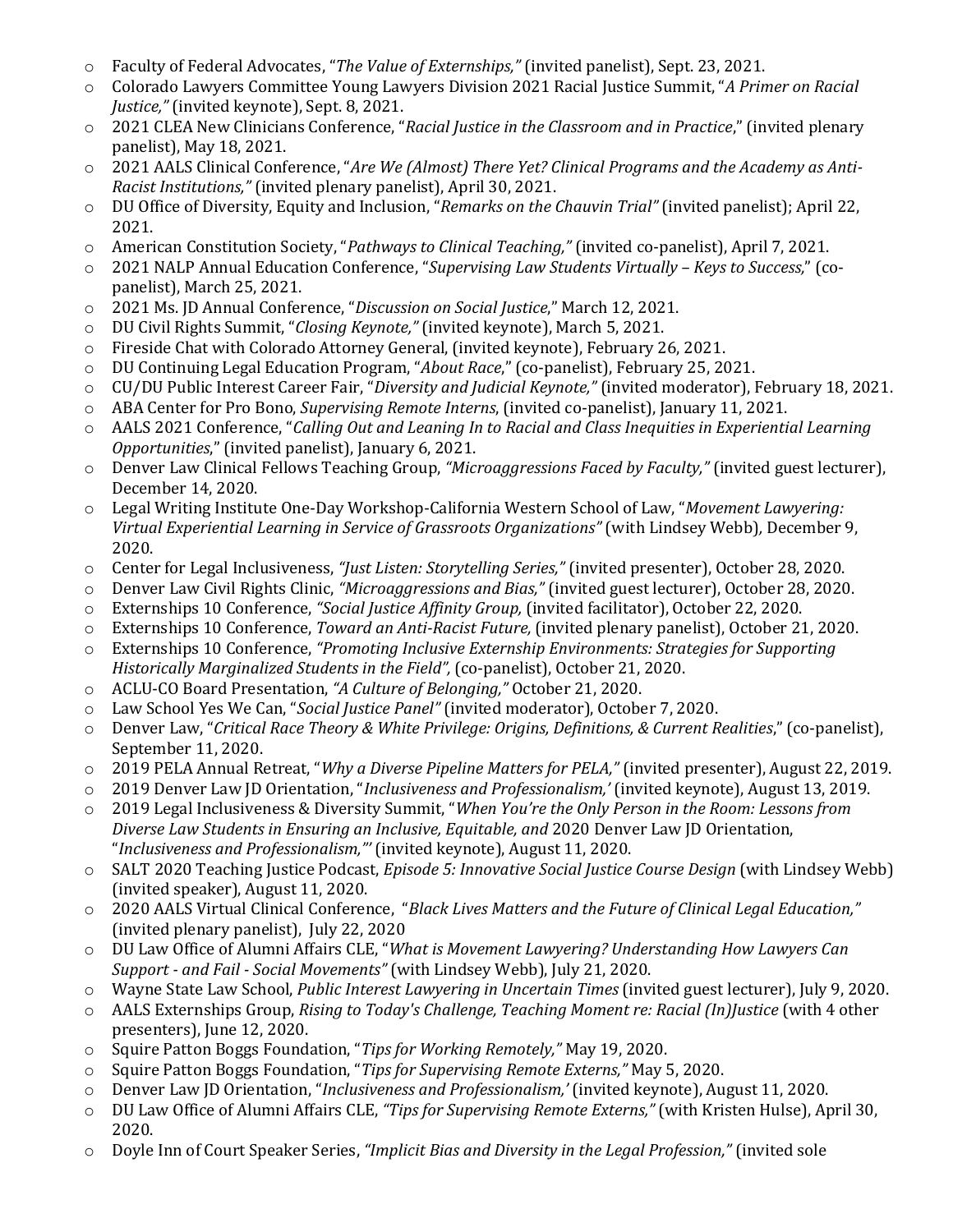- Faculty of Federal Advocates, "*The Value of Externships,*" (invited panelist), Sept. 23, 2021.
- Colorado Lawyers Committee Young Lawyers Division 2021 Racial Justice Summit, "*A Primer on Racial Justice,*" (invited keynote), Sept. 8, 2021.
- 2021 CLEA New Clinicians Conference, "*Racial Justice in the Classroom and in Practice*," (invited plenary panelist), May 18, 2021.
- 2021 AALS Clinical Conference, "*Are We (Almost) There Yet? Clinical Programs and the Academy as Anti-Racist Institutions,*" (invited plenary panelist), April 30, 2021.
- DU Office of Diversity, Equity and Inclusion, "*Remarks on the Chauvin Trial*" (invited panelist); April 22, 2021.
- American Constitution Society, "*Pathways to Clinical Teaching,*" (invited co-panelist), April 7, 2021.
- 2021 NALP Annual Education Conference, "*Supervising Law Students Virtually – Keys to Success,*" (co-panelist), March 25, 2021.
- 2021 Ms. JD Annual Conference, "*Discussion on Social Justice*," March 12, 2021.
- DU Civil Rights Summit, "*Closing Keynote,*" (invited keynote), March 5, 2021.
- Fireside Chat with Colorado Attorney General, (invited keynote), February 26, 2021.
- DU Continuing Legal Education Program, "*About Race*," (co-panelist), February 25, 2021.
- CU/DU Public Interest Career Fair, "*Diversity and Judicial Keynote,*" (invited moderator), February 18, 2021.
- ABA Center for Pro Bono, *Supervising Remote Interns*, (invited co-panelist), January 11, 2021.
- AALS 2021 Conference, "*Calling Out and Leaning In to Racial and Class Inequities in Experiential Learning Opportunities*," (invited panelist), January 6, 2021.
- Denver Law Clinical Fellows Teaching Group, *"Microaggressions Faced by Faculty,"* (invited guest lecturer), December 14, 2020.
- Legal Writing Institute One-Day Workshop-California Western School of Law, "*Movement Lawyering: Virtual Experiential Learning in Service of Grassroots Organizations*" (with Lindsey Webb), December 9, 2020.
- Center for Legal Inclusiveness, *"Just Listen: Storytelling Series,"* (invited presenter), October 28, 2020.
- Denver Law Civil Rights Clinic, *"Microaggressions and Bias,"* (invited guest lecturer), October 28, 2020.
- Externships 10 Conference, *"Social Justice Affinity Group,* (invited facilitator), October 22, 2020.
- Externships 10 Conference, *Toward an Anti-Racist Future,* (invited plenary panelist), October 21, 2020.
- Externships 10 Conference, *"Promoting Inclusive Externship Environments: Strategies for Supporting Historically Marginalized Students in the Field",* (co-panelist), October 21, 2020.
- ACLU-CO Board Presentation, *"A Culture of Belonging,"* October 21, 2020.
- Law School Yes We Can, "*Social Justice Panel*" (invited moderator), October 7, 2020.
- Denver Law, "*Critical Race Theory & White Privilege: Origins, Definitions, & Current Realities*," (co-panelist), September 11, 2020.
- 2019 PELA Annual Retreat, "*Why a Diverse Pipeline Matters for PELA,*" (invited presenter), August 22, 2019.
- 2019 Denver Law JD Orientation, "*Inclusiveness and Professionalism,'* (invited keynote), August 13, 2019.
- 2019 Legal Inclusiveness & Diversity Summit, "*When You're the Only Person in the Room: Lessons from Diverse Law Students in Ensuring an Inclusive, Equitable, and* 2020 Denver Law JD Orientation, "*Inclusiveness and Professionalism,"'* (invited keynote), August 11, 2020.
- SALT 2020 Teaching Justice Podcast, *Episode 5: Innovative Social Justice Course Design* (with Lindsey Webb) (invited speaker), August 11, 2020.
- 2020 AALS Virtual Clinical Conference, "*Black Lives Matters and the Future of Clinical Legal Education,*" (invited plenary panelist), July 22, 2020
- DU Law Office of Alumni Affairs CLE, "*What is Movement Lawyering? Understanding How Lawyers Can Support - and Fail - Social Movements*" (with Lindsey Webb), July 21, 2020.
- Wayne State Law School, *Public Interest Lawyering in Uncertain Times* (invited guest lecturer), July 9, 2020.
- AALS Externships Group, *Rising to Today's Challenge, Teaching Moment re: Racial (In)Justice* (with 4 other presenters), June 12, 2020.
- Squire Patton Boggs Foundation, "*Tips for Working Remotely,*" May 19, 2020.
- Squire Patton Boggs Foundation, "*Tips for Supervising Remote Externs,*" May 5, 2020.
- Denver Law JD Orientation, "*Inclusiveness and Professionalism,'* (invited keynote), August 11, 2020.
- DU Law Office of Alumni Affairs CLE, *"Tips for Supervising Remote Externs,"* (with Kristen Hulse), April 30, 2020.
- Doyle Inn of Court Speaker Series, *"Implicit Bias and Diversity in the Legal Profession,"* (invited sole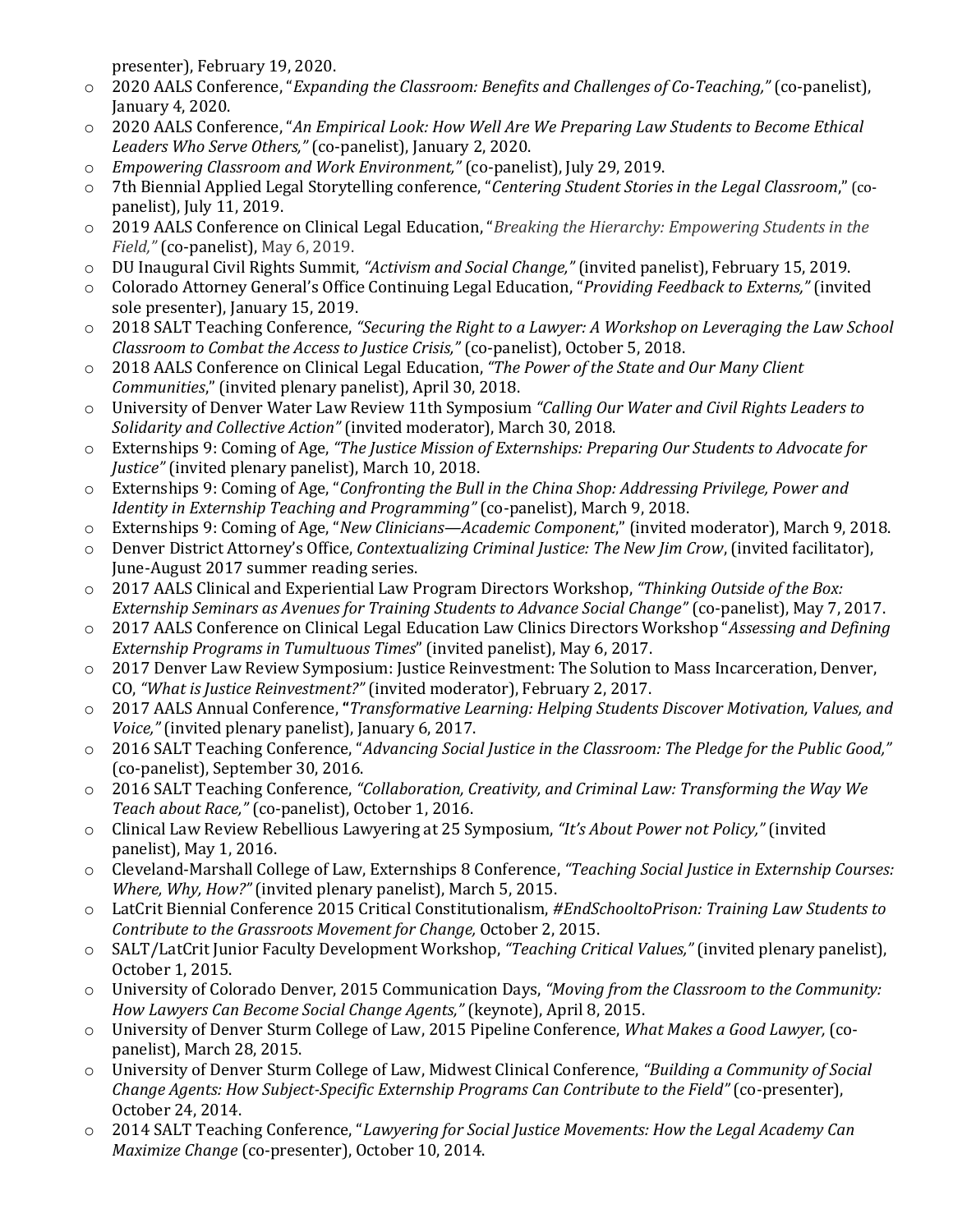presenter), February 19, 2020.

- 2020 AALS Conference, "*Expanding the Classroom: Benefits and Challenges of Co-Teaching,"* (co-panelist), January 4, 2020.
- 2020 AALS Conference, "*An Empirical Look: How Well Are We Preparing Law Students to Become Ethical Leaders Who Serve Others,"* (co-panelist), January 2, 2020.
- *Empowering Classroom and Work Environment,"* (co-panelist), July 29, 2019.
- 7th Biennial Applied Legal Storytelling conference, "*Centering Student Stories in the Legal Classroom*," (co-panelist), July 11, 2019.
- 2019 AALS Conference on Clinical Legal Education, "*Breaking the Hierarchy: Empowering Students in the Field,"* (co-panelist), May 6, 2019.
- DU Inaugural Civil Rights Summit, *"Activism and Social Change,"* (invited panelist), February 15, 2019.
- Colorado Attorney General's Office Continuing Legal Education, "*Providing Feedback to Externs,"* (invited sole presenter), January 15, 2019.
- 2018 SALT Teaching Conference, *"Securing the Right to a Lawyer: A Workshop on Leveraging the Law School Classroom to Combat the Access to Justice Crisis,"* (co-panelist), October 5, 2018.
- 2018 AALS Conference on Clinical Legal Education, *"The Power of the State and Our Many Client Communities*," (invited plenary panelist), April 30, 2018.
- University of Denver Water Law Review 11th Symposium *"Calling Our Water and Civil Rights Leaders to Solidarity and Collective Action"* (invited moderator), March 30, 2018.
- Externships 9: Coming of Age, *"The Justice Mission of Externships: Preparing Our Students to Advocate for Justice"* (invited plenary panelist), March 10, 2018.
- Externships 9: Coming of Age, "*Confronting the Bull in the China Shop: Addressing Privilege, Power and Identity in Externship Teaching and Programming"* (co-panelist), March 9, 2018.
- Externships 9: Coming of Age, "*New Clinicians—Academic Component*," (invited moderator), March 9, 2018.
- Denver District Attorney's Office, *Contextualizing Criminal Justice: The New Jim Crow*, (invited facilitator), June-August 2017 summer reading series.
- 2017 AALS Clinical and Experiential Law Program Directors Workshop, *"Thinking Outside of the Box: Externship Seminars as Avenues for Training Students to Advance Social Change"* (co-panelist), May 7, 2017.
- 2017 AALS Conference on Clinical Legal Education Law Clinics Directors Workshop "*Assessing and Defining Externship Programs in Tumultuous Times*" (invited panelist), May 6, 2017.
- 2017 Denver Law Review Symposium: Justice Reinvestment: The Solution to Mass Incarceration, Denver, CO, *"What is Justice Reinvestment?"* (invited moderator), February 2, 2017.
- 2017 AALS Annual Conference, **"***Transformative Learning: Helping Students Discover Motivation, Values, and Voice,"* (invited plenary panelist), January 6, 2017.
- 2016 SALT Teaching Conference, "*Advancing Social Justice in the Classroom: The Pledge for the Public Good,"* (co-panelist), September 30, 2016.
- 2016 SALT Teaching Conference, *"Collaboration, Creativity, and Criminal Law: Transforming the Way We Teach about Race,"* (co-panelist), October 1, 2016.
- Clinical Law Review Rebellious Lawyering at 25 Symposium, *"It's About Power not Policy,"* (invited panelist), May 1, 2016.
- Cleveland-Marshall College of Law, Externships 8 Conference, *"Teaching Social Justice in Externship Courses: Where, Why, How?"* (invited plenary panelist), March 5, 2015.
- LatCrit Biennial Conference 2015 Critical Constitutionalism, *#EndSchooltoPrison: Training Law Students to Contribute to the Grassroots Movement for Change,* October 2, 2015.
- SALT/LatCrit Junior Faculty Development Workshop, *"Teaching Critical Values,"* (invited plenary panelist), October 1, 2015.
- University of Colorado Denver, 2015 Communication Days, *"Moving from the Classroom to the Community: How Lawyers Can Become Social Change Agents,"* (keynote), April 8, 2015.
- University of Denver Sturm College of Law, 2015 Pipeline Conference, *What Makes a Good Lawyer,* (co-panelist), March 28, 2015.
- University of Denver Sturm College of Law, Midwest Clinical Conference, *"Building a Community of Social Change Agents: How Subject-Specific Externship Programs Can Contribute to the Field"* (co-presenter), October 24, 2014.
- 2014 SALT Teaching Conference, "*Lawyering for Social Justice Movements: How the Legal Academy Can Maximize Change* (co-presenter), October 10, 2014.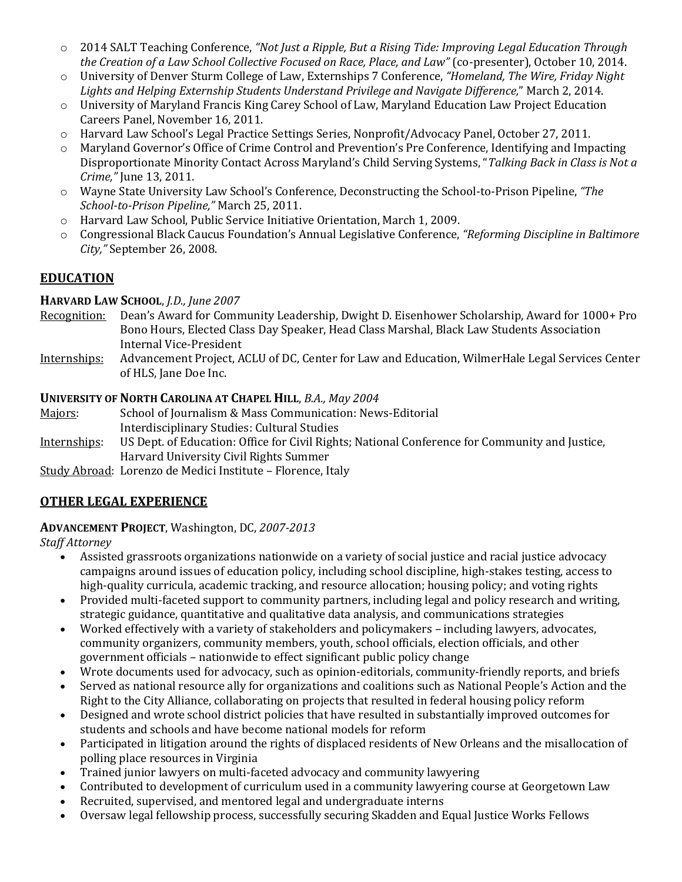- 2014 SALT Teaching Conference, *"Not Just a Ripple, But a Rising Tide: Improving Legal Education Through the Creation of a Law School Collective Focused on Race, Place, and Law"* (co-presenter), October 10, 2014.
- University of Denver Sturm College of Law, Externships 7 Conference, *"Homeland, The Wire, Friday Night Lights and Helping Externship Students Understand Privilege and Navigate Difference,"* March 2, 2014.
- University of Maryland Francis King Carey School of Law, Maryland Education Law Project Education Careers Panel, November 16, 2011.
- Harvard Law School's Legal Practice Settings Series, Nonprofit/Advocacy Panel, October 27, 2011.
- Maryland Governor's Office of Crime Control and Prevention's Pre Conference, Identifying and Impacting Disproportionate Minority Contact Across Maryland's Child Serving Systems, "*Talking Back in Class is Not a Crime,"* June 13, 2011.
- Wayne State University Law School's Conference, Deconstructing the School-to-Prison Pipeline, *"The School-to-Prison Pipeline,"* March 25, 2011.
- Harvard Law School, Public Service Initiative Orientation, March 1, 2009.
- Congressional Black Caucus Foundation's Annual Legislative Conference, *"Reforming Discipline in Baltimore City,"* September 26, 2008.

## EDUCATION

**HARVARD LAW SCHOOL**, *J.D., June 2007*

Recognition: Dean's Award for Community Leadership, Dwight D. Eisenhower Scholarship, Award for 1000+ Pro Bono Hours, Elected Class Day Speaker, Head Class Marshal, Black Law Students Association Internal Vice-President

Internships: Advancement Project, ACLU of DC, Center for Law and Education, WilmerHale Legal Services Center of HLS, Jane Doe Inc.

**UNIVERSITY OF NORTH CAROLINA AT CHAPEL HILL**, *B.A., May 2004*

Majors: School of Journalism & Mass Communication: News-Editorial
Interdisciplinary Studies: Cultural Studies

Internships: US Dept. of Education: Office for Civil Rights; National Conference for Community and Justice, Harvard University Civil Rights Summer

Study Abroad: Lorenzo de Medici Institute – Florence, Italy

## OTHER LEGAL EXPERIENCE

**ADVANCEMENT PROJECT**, Washington, DC, *2007-2013*
*Staff Attorney*

- Assisted grassroots organizations nationwide on a variety of social justice and racial justice advocacy campaigns around issues of education policy, including school discipline, high-stakes testing, access to high-quality curricula, academic tracking, and resource allocation; housing policy; and voting rights
- Provided multi-faceted support to community partners, including legal and policy research and writing, strategic guidance, quantitative and qualitative data analysis, and communications strategies
- Worked effectively with a variety of stakeholders and policymakers – including lawyers, advocates, community organizers, community members, youth, school officials, election officials, and other government officials – nationwide to effect significant public policy change
- Wrote documents used for advocacy, such as opinion-editorials, community-friendly reports, and briefs
- Served as national resource ally for organizations and coalitions such as National People's Action and the Right to the City Alliance, collaborating on projects that resulted in federal housing policy reform
- Designed and wrote school district policies that have resulted in substantially improved outcomes for students and schools and have become national models for reform
- Participated in litigation around the rights of displaced residents of New Orleans and the misallocation of polling place resources in Virginia
- Trained junior lawyers on multi-faceted advocacy and community lawyering
- Contributed to development of curriculum used in a community lawyering course at Georgetown Law
- Recruited, supervised, and mentored legal and undergraduate interns
- Oversaw legal fellowship process, successfully securing Skadden and Equal Justice Works Fellows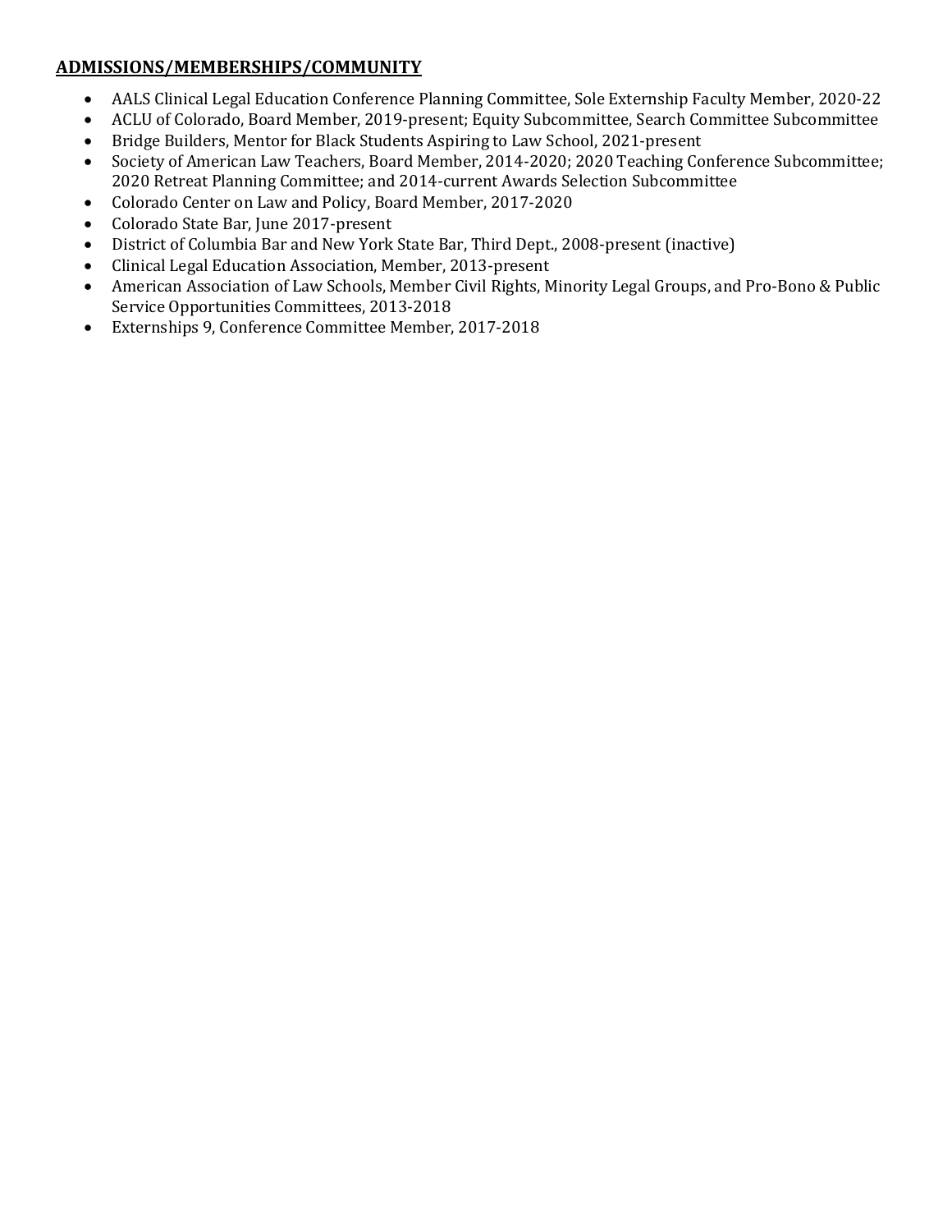## **ADMISSIONS/MEMBERSHIPS/COMMUNITY**

- AALS Clinical Legal Education Conference Planning Committee, Sole Externship Faculty Member, 2020-22
- ACLU of Colorado, Board Member, 2019-present; Equity Subcommittee, Search Committee Subcommittee
- Bridge Builders, Mentor for Black Students Aspiring to Law School, 2021-present
- Society of American Law Teachers, Board Member, 2014-2020; 2020 Teaching Conference Subcommittee; 2020 Retreat Planning Committee; and 2014-current Awards Selection Subcommittee
- Colorado Center on Law and Policy, Board Member, 2017-2020
- Colorado State Bar, June 2017-present
- District of Columbia Bar and New York State Bar, Third Dept., 2008-present (inactive)
- Clinical Legal Education Association, Member, 2013-present
- American Association of Law Schools, Member Civil Rights, Minority Legal Groups, and Pro-Bono & Public Service Opportunities Committees, 2013-2018
- Externships 9, Conference Committee Member, 2017-2018